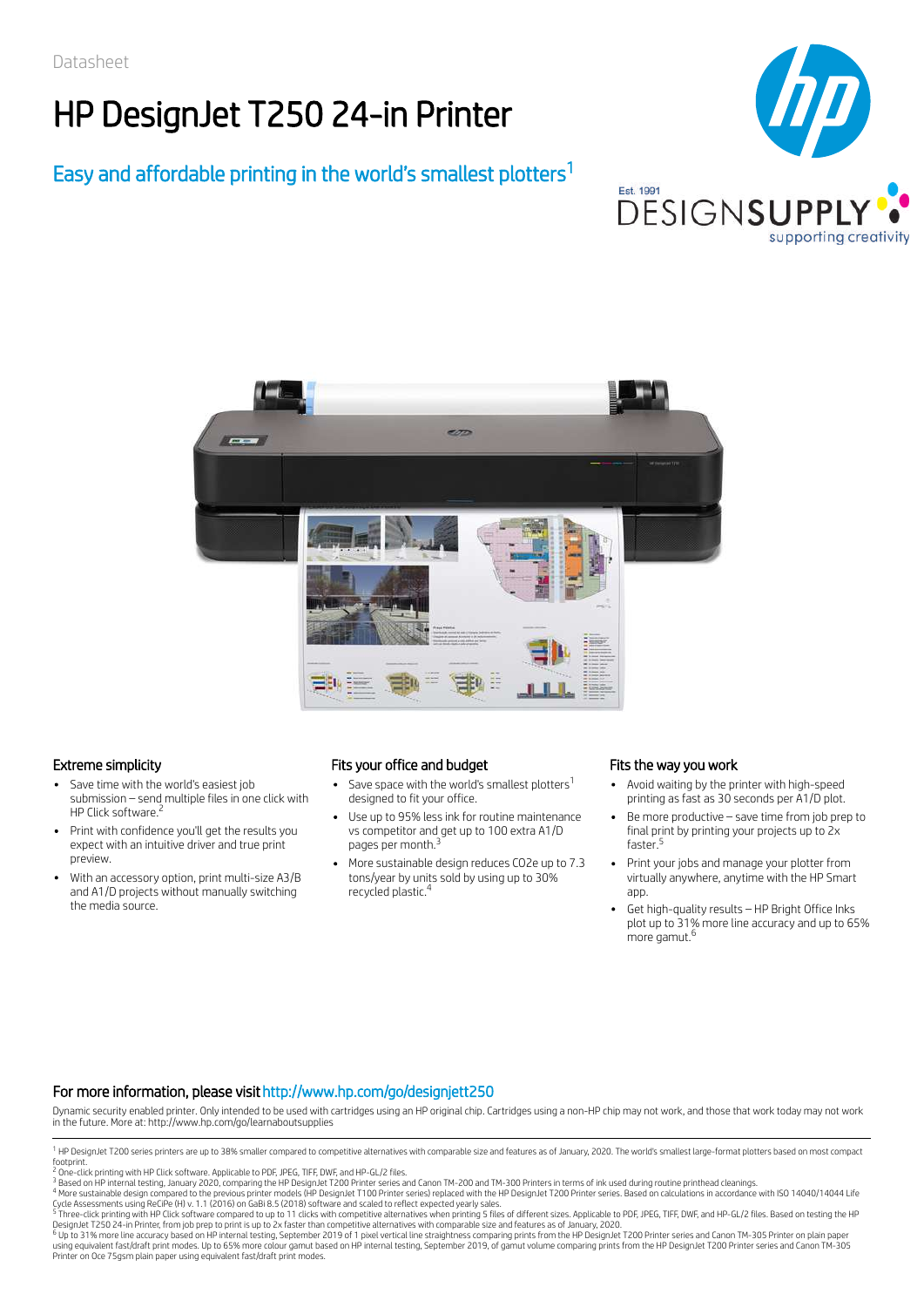Datasheet

# HP DesignJet T250 24-in Printer

## Easy and affordable printing in the world's smallest plotters[1]

### Extreme simplicity

- Save time with the world's easiest job submission – send multiple files in one click with HP Click software.[2]
- Print with confidence you'll get the results you expect with an intuitive driver and true print preview.
- With an accessory option, print multi-size A3/B and A1/D projects without manually switching the media source.

### Fits your office and budget

- Save space with the world's smallest plotters[1] designed to fit your office.
- Use up to 95% less ink for routine maintenance vs competitor and get up to 100 extra A1/D pages per month.[3]
- More sustainable design reduces CO2e up to 7.3 tons/year by units sold by using up to 30% recycled plastic.[4]

### Fits the way you work

- Avoid waiting by the printer with high-speed printing as fast as 30 seconds per A1/D plot.
- Be more productive – save time from job prep to final print by printing your projects up to 2x faster.[5]
- Print your jobs and manage your plotter from virtually anywhere, anytime with the HP Smart app.
- Get high-quality results – HP Bright Office Inks plot up to 31% more line accuracy and up to 65% more gamut.[6]

### For more information, please visit http://www.hp.com/go/designjett250

Dynamic security enabled printer. Only intended to be used with cartridges using an HP original chip. Cartridges using a non-HP chip may not work, and those that work today may not work in the future. More at: http://www.hp.com/go/learnaboutsupplies

[1] HP DesignJet T200 series printers are up to 38% smaller compared to competitive alternatives with comparable size and features as of January, 2020. The world's smallest large-format plotters based on most compact footprint.
[2] One-click printing with HP Click software. Applicable to PDF, JPEG, TIFF, DWF, and HP-GL/2 files.
[3] Based on HP internal testing, January 2020, comparing the HP DesignJet T200 Printer series and Canon TM-200 and TM-300 Printers in terms of ink used during routine printhead cleanings.
[4] More sustainable design compared to the previous printer models (HP DesignJet T100 Printer series) replaced with the HP DesignJet T200 Printer series. Based on calculations in accordance with ISO 14040/14044 Life Cycle Assessments using ReCiPe (H) v. 1.1 (2016) on GaBi 8.5 (2018) software and scaled to reflect expected yearly sales.
[5] Three-click printing with HP Click software compared to up to 11 clicks with competitive alternatives when printing 5 files of different sizes. Applicable to PDF, JPEG, TIFF, DWF, and HP-GL/2 files. Based on testing the HP DesignJet T250 24-in Printer, from job prep to print is up to 2x faster than competitive alternatives with comparable size and features as of January, 2020.
[6] Up to 31% more line accuracy based on HP internal testing, September 2019 of 1 pixel vertical line straightness comparing prints from the HP DesignJet T200 Printer series and Canon TM-305 Printer on plain paper using equivalent fast/draft print modes. Up to 65% more colour gamut based on HP internal testing, September 2019, of gamut volume comparing prints from the HP DesignJet T200 Printer series and Canon TM-305 Printer on Oce 75gsm plain paper using equivalent fast/draft print modes.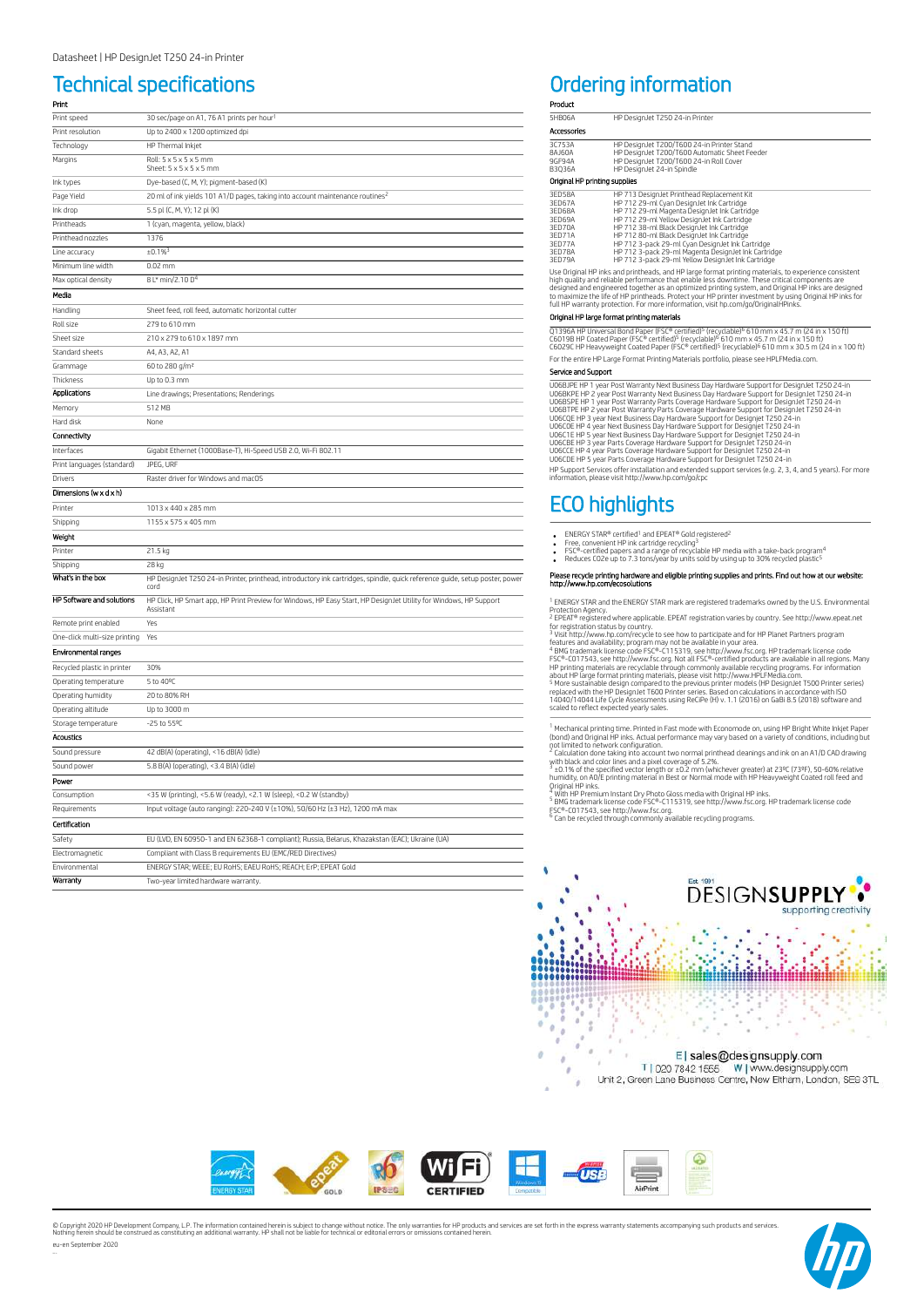# Technical specifications

| | |
|---|---|
| **Print** | |
| Print speed | 30 sec/page on A1, 76 A1 prints per hour[1] |
| Print resolution | Up to 2400 x 1200 optimized dpi |
| Technology | HP Thermal Inkjet |
| Margins | Roll: 5 x 5 x 5 x 5 mm<br>Sheet: 5 x 5 x 5 x 5 mm |
| Ink types | Dye-based (C, M, Y); pigment-based (K) |
| Page Yield | 20 ml of ink yields 101 A1/D pages, taking into account maintenance routines[2] |
| Ink drop | 5.5 pl (C, M, Y); 12 pl (K) |
| Printheads | 1 (cyan, magenta, yellow, black) |
| Printhead nozzles | 1376 |
| Line accuracy | ±0.1%[3] |
| Minimum line width | 0.02 mm |
| Max optical density | 8 L* min/2.10 D[4] |
| **Media** | |
| Handling | Sheet feed, roll feed, automatic horizontal cutter |
| Roll size | 279 to 610 mm |
| Sheet size | 210 x 279 to 610 x 1897 mm |
| Standard sheets | A4, A3, A2, A1 |
| Grammage | 60 to 280 g/m² |
| Thickness | Up to 0.3 mm |
| **Applications** | Line drawings; Presentations; Renderings |
| Memory | 512 MB |
| Hard disk | None |
| **Connectivity** | |
| Interfaces | Gigabit Ethernet (1000Base-T), Hi-Speed USB 2.0, Wi-Fi 802.11 |
| Print languages (standard) | JPEG, URF |
| Drivers | Raster driver for Windows and macOS |
| **Dimensions (w x d x h)** | |
| Printer | 1013 x 440 x 285 mm |
| Shipping | 1155 x 575 x 405 mm |
| **Weight** | |
| Printer | 21.5 kg |
| Shipping | 28 kg |
| **What's in the box** | HP DesignJet T250 24-in Printer, printhead, introductory ink cartridges, spindle, quick reference guide, setup poster, power cord |
| **HP Software and solutions** | HP Click, HP Smart app, HP Print Preview for Windows, HP Easy Start, HP DesignJet Utility for Windows, HP Support Assistant |
| Remote print enabled | Yes |
| One-click multi-size printing | Yes |
| **Environmental ranges** | |
| Recycled plastic in printer | 30% |
| Operating temperature | 5 to 40ºC |
| Operating humidity | 20 to 80% RH |
| Operating altitude | Up to 3000 m |
| Storage temperature | -25 to 55ºC |
| **Acoustics** | |
| Sound pressure | 42 dB(A) (operating), <16 dB(A) (idle) |
| Sound power | 5.8 B(A) (operating), <3.4 B(A) (idle) |
| **Power** | |
| Consumption | <35 W (printing), <5.6 W (ready), <2.1 W (sleep), <0.2 W (standby) |
| Requirements | Input voltage (auto ranging): 220-240 V (±10%), 50/60 Hz (±3 Hz), 1200 mA max |
| **Certification** | |
| Safety | EU (LVD, EN 60950-1 and EN 62368-1 compliant); Russia, Belarus, Kazakhstan (EAC); Ukraine (UA) |
| Electromagnetic | Compliant with Class B requirements EU (EMC/RED Directives) |
| Environmental | ENERGY STAR; WEEE; EU RoHS; EAEU RoHS; REACH; ErP; EPEAT Gold |
| **Warranty** | Two-year limited hardware warranty. |

# Ordering information

**Product**

| | |
|---|---|
| 5HB06A | HP DesignJet T250 24-in Printer |

**Accessories**

| | |
|---|---|
| 3C753A | HP DesignJet T200/T600 24-in Printer Stand |
| 8AJ60A | HP DesignJet T200/T600 Automatic Sheet Feeder |
| 9GF94A | HP DesignJet T200/T600 24-in Roll Cover |
| B3Q36A | HP DesignJet 24-in Spindle |

**Original HP printing supplies**

| | |
|---|---|
| 3ED58A | HP 713 DesignJet Printhead Replacement Kit |
| 3ED67A | HP 712 29-ml Cyan DesignJet Ink Cartridge |
| 3ED68A | HP 712 29-ml Magenta DesignJet Ink Cartridge |
| 3ED69A | HP 712 29-ml Yellow DesignJet Ink Cartridge |
| 3ED70A | HP 712 38-ml Black DesignJet Ink Cartridge |
| 3ED71A | HP 712 80-ml Black DesignJet Ink Cartridge |
| 3ED77A | HP 712 3-pack 29-ml Cyan DesignJet Ink Cartridge |
| 3ED78A | HP 712 3-pack 29-ml Magenta DesignJet Ink Cartridge |
| 3ED79A | HP 712 3-pack 29-ml Yellow DesignJet Ink Cartridge |

Use Original HP inks and printheads, and HP large format printing materials, to experience consistent high quality and reliable performance that enable less downtime. These critical components are designed and engineered together as an optimized printing system, and Original HP inks are designed to maximize the life of HP printheads. Protect your HP printer investment by using Original HP inks for full HP warranty protection. For more information, visit hp.com/go/OriginalHPinks.

**Original HP large format printing materials**

Q1396A HP Universal Bond Paper (FSC® certified)[5] (recyclable)[6] 610 mm x 45.7 m (24 in x 150 ft)
C6019B HP Coated Paper (FSC® certified)[5] (recyclable)[6] 610 mm x 45.7 m (24 in x 150 ft)
C6029C HP Heavyweight Coated Paper (FSC® certified)[5] (recyclable)[6] 610 mm x 30.5 m (24 in x 100 ft)

For the entire HP Large Format Printing Materials portfolio, please see HPLFMedia.com.

**Service and Support**

U06BJPE HP 1 year Post Warranty Next Business Day Hardware Support for DesignJet T250 24-in
U06BKPE HP 2 year Post Warranty Next Business Day Hardware Support for DesignJet T250 24-in
U06BSPE HP 1 year Post Warranty Parts Coverage Hardware Support for DesignJet T250 24-in
U06BTPE HP 2 year Post Warranty Parts Coverage Hardware Support for DesignJet T250 24-in
U06CQE HP 3 year Next Business Day Hardware Support for Designjet T250 24-in
U06C0E HP 4 year Next Business Day Hardware Support for Designjet T250 24-in
U06C1E HP 5 year Next Business Day Hardware Support for Designjet T250 24-in
U06CBE HP 3 year Parts Coverage Hardware Support for DesignJet T250 24-in
U06CCE HP 4 year Parts Coverage Hardware Support for DesignJet T250 24-in
U06CDE HP 5 year Parts Coverage Hardware Support for DesignJet T250 24-in

HP Support Services offer installation and extended support services (e.g. 2, 3, 4, and 5 years). For more information, please visit http://www.hp.com/go/cpc

# ECO highlights

- ENERGY STAR® certified[1] and EPEAT® Gold registered[2]
- Free, convenient HP ink cartridge recycling[3]
- FSC®-certified papers and a range of recyclable HP media with a take-back program[4]
- Reduces CO2e up to 7.3 tons/year by units sold by using up to 30% recycled plastic[5]

**Please recycle printing hardware and eligible printing supplies and prints. Find out how at our website: http://www.hp.com/ecosolutions**

[1] ENERGY STAR and the ENERGY STAR mark are registered trademarks owned by the U.S. Environmental Protection Agency.
[2] EPEAT® registered where applicable. EPEAT registration varies by country. See http://www.epeat.net for registration status by country.
[3] Visit http://www.hp.com/recycle to see how to participate and for HP Planet Partners program features and availability; program may not be available in your area.
[4] BMG trademark license code FSC®-C115319, see http://www.fsc.org. HP trademark license code FSC®-C017543, see http://www.fsc.org. Not all FSC®-certified products are available in all regions. Many HP printing materials are recyclable through commonly available recycling programs. For information about HP large format printing materials, please visit http://www.HPLFMedia.com.
[5] More sustainable design compared to the previous printer models (HP DesignJet T500 Printer series) replaced with the HP DesignJet T600 Printer series. Based on calculations in accordance with ISO 14040/14044 Life Cycle Assessments using ReCiPe (H) v. 1.1 (2016) on GaBi 8.5 (2018) software and scaled to reflect expected yearly sales.

[1] Mechanical printing time. Printed in Fast mode with Economode on, using HP Bright White Inkjet Paper (bond) and Original HP inks. Actual performance may vary based on a variety of conditions, including but not limited to network configuration.
[2] Calculation done taking into account two normal printhead cleanings and ink on an A1/D CAD drawing with black and color lines and a pixel coverage of 5.2%.
[3] ±0.1% of the specified vector length or ±0.2 mm (whichever greater) at 23ºC (73ºF), 50-60% relative humidity, on A0/E printing material in Best or Normal mode with HP Heavyweight Coated roll feed and Original HP inks.
[4] With HP Premium Instant Dry Photo Gloss media with Original HP inks.
[5] BMG trademark license code FSC®-C115319, see http://www.fsc.org. HP trademark license code FSC®-C017543, see http://www.fsc.org.
[6] Can be recycled through commonly available recycling programs.

Est. 1991
DESIGNSUPPLY
supporting creativity

E | sales@designsupply.com
T | 020 7842 1555 W | www.designsupply.com
Unit 2, Green Lane Business Centre, New Eltham, London, SE9 3TL

© Copyright 2020 HP Development Company, L.P. The information contained herein is subject to change without notice. The only warranties for HP products and services are set forth in the express warranty statements accompanying such products and services. Nothing herein should be construed as constituting an additional warranty. HP shall not be liable for technical or editorial errors or omissions contained herein.

eu-en September 2020